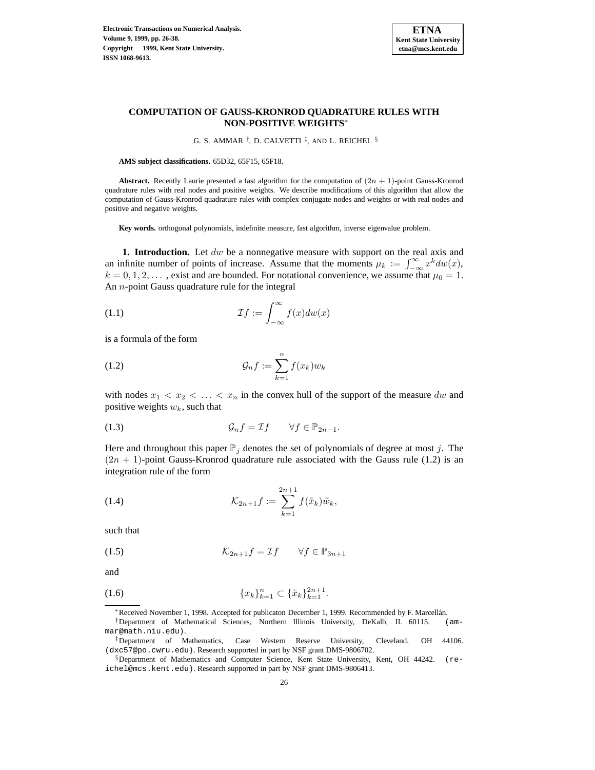# COMPUTATION OF GAUSS-KRONROD QUADRATURE RULES WITH NON-POSITIVE WEIGHTS*

G. S. AMMAR †, D. CALVETTI ‡, AND L. REICHEL §

**AMS subject classifications.** 65D32, 65F15, 65F18.

**Abstract.** Recently Laurie presented a fast algorithm for the computation of $(2n+1)$-point Gauss-Kronrod quadrature rules with real nodes and positive weights. We describe modifications of this algorithm that allow the computation of Gauss-Kronrod quadrature rules with complex conjugate nodes and weights or with real nodes and positive and negative weights.

**Key words.** orthogonal polynomials, indefinite measure, fast algorithm, inverse eigenvalue problem.

**1. Introduction.** Let $dw$ be a nonnegative measure with support on the real axis and an infinite number of points of increase. Assume that the moments $\mu_k := \int_{-\infty}^{\infty} x^k dw(x)$, $k = 0, 1, 2, \dots$ , exist and are bounded. For notational convenience, we assume that $\mu_0 = 1$. An $n$-point Gauss quadrature rule for the integral

$$\mathcal{I}f := \int_{-\infty}^{\infty} f(x)dw(x) \tag{1.1}$$

is a formula of the form

$$\mathcal{G}_n f := \sum_{k=1}^{n} f(x_k)w_k \tag{1.2}$$

with nodes $x_1 < x_2 < \dots < x_n$ in the convex hull of the support of the measure $dw$ and positive weights $w_k$, such that

$$\mathcal{G}_n f = \mathcal{I}f \qquad \forall f \in \mathbb{P}_{2n-1}. \tag{1.3}$$

Here and throughout this paper $\mathbb{P}_j$ denotes the set of polynomials of degree at most $j$. The $(2n+1)$-point Gauss-Kronrod quadrature rule associated with the Gauss rule (1.2) is an integration rule of the form

$$\mathcal{K}_{2n+1} f := \sum_{k=1}^{2n+1} f(\tilde{x}_k)\tilde{w}_k, \tag{1.4}$$

such that

$$\mathcal{K}_{2n+1} f = \mathcal{I}f \qquad \forall f \in \mathbb{P}_{3n+1} \tag{1.5}$$

and

$$\{x_k\}_{k=1}^{n} \subset \{\tilde{x}_k\}_{k=1}^{2n+1}. \tag{1.6}$$

---

*Received November 1, 1998. Accepted for publicaton December 1, 1999. Recommended by F. Marcellán.

†Department of Mathematical Sciences, Northern Illinois University, DeKalb, IL 60115. (ammar@math.niu.edu).

‡Department of Mathematics, Case Western Reserve University, Cleveland, OH 44106. (dxc57@po.cwru.edu). Research supported in part by NSF grant DMS-9806702.

§Department of Mathematics and Computer Science, Kent State University, Kent, OH 44242. (reichel@mcs.kent.edu). Research supported in part by NSF grant DMS-9806413.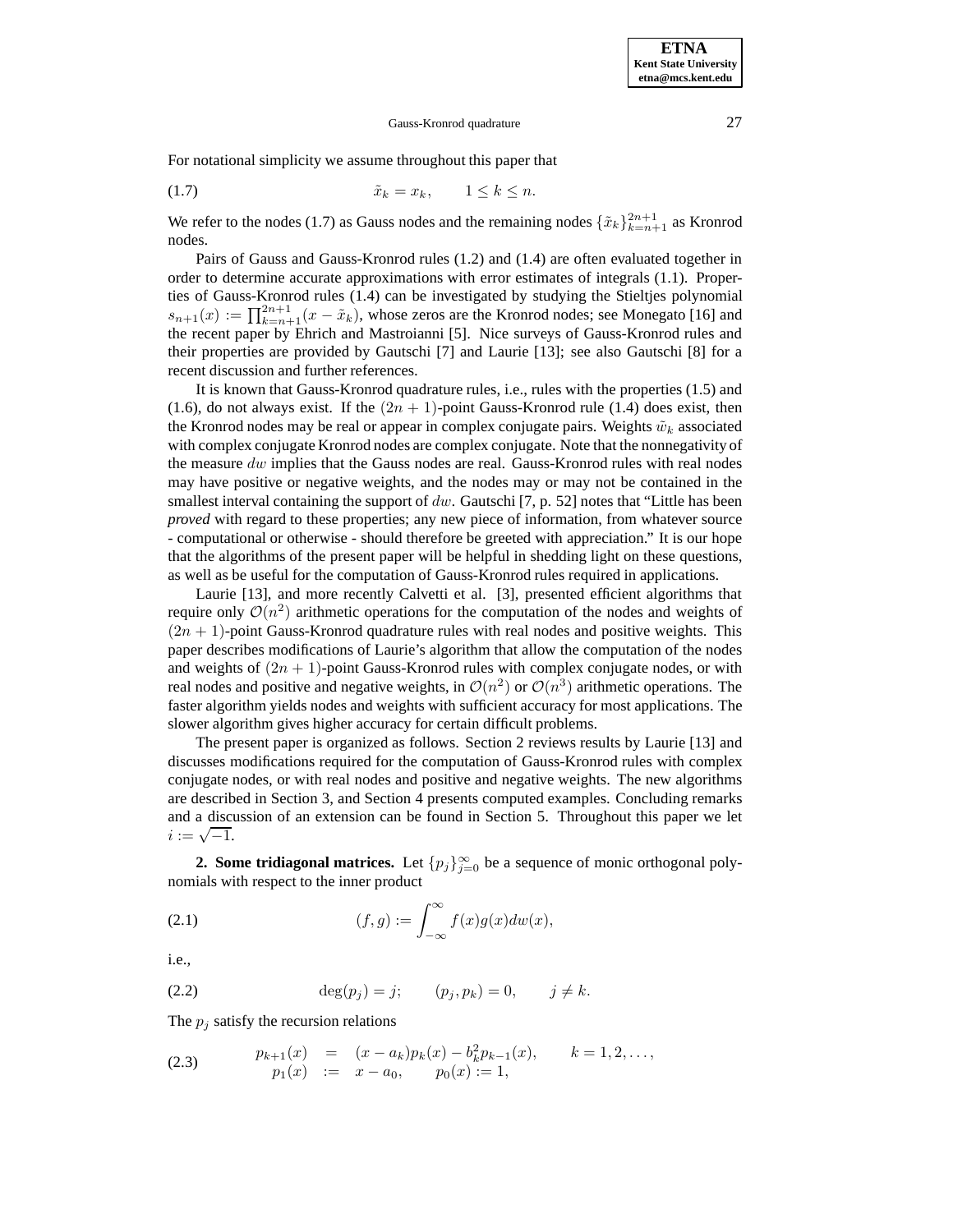For notational simplicity we assume throughout this paper that

$$\tilde{x}_k = x_k, \qquad 1 \leq k \leq n. \tag{1.7}$$

We refer to the nodes (1.7) as Gauss nodes and the remaining nodes $\{\tilde{x}_k\}_{k=n+1}^{2n+1}$ as Kronrod nodes.

Pairs of Gauss and Gauss-Kronrod rules (1.2) and (1.4) are often evaluated together in order to determine accurate approximations with error estimates of integrals (1.1). Properties of Gauss-Kronrod rules (1.4) can be investigated by studying the Stieltjes polynomial $s_{n+1}(x) := \prod_{k=n+1}^{2n+1}(x - \tilde{x}_k)$, whose zeros are the Kronrod nodes; see Monegato [16] and the recent paper by Ehrich and Mastroianni [5]. Nice surveys of Gauss-Kronrod rules and their properties are provided by Gautschi [7] and Laurie [13]; see also Gautschi [8] for a recent discussion and further references.

It is known that Gauss-Kronrod quadrature rules, i.e., rules with the properties (1.5) and (1.6), do not always exist. If the $(2n+1)$-point Gauss-Kronrod rule (1.4) does exist, then the Kronrod nodes may be real or appear in complex conjugate pairs. Weights $\tilde{w}_k$ associated with complex conjugate Kronrod nodes are complex conjugate. Note that the nonnegativity of the measure $dw$ implies that the Gauss nodes are real. Gauss-Kronrod rules with real nodes may have positive or negative weights, and the nodes may or may not be contained in the smallest interval containing the support of $dw$. Gautschi [7, p. 52] notes that "Little has been *proved* with regard to these properties; any new piece of information, from whatever source - computational or otherwise - should therefore be greeted with appreciation." It is our hope that the algorithms of the present paper will be helpful in shedding light on these questions, as well as be useful for the computation of Gauss-Kronrod rules required in applications.

Laurie [13], and more recently Calvetti et al. [3], presented efficient algorithms that require only $\mathcal{O}(n^2)$ arithmetic operations for the computation of the nodes and weights of $(2n+1)$-point Gauss-Kronrod quadrature rules with real nodes and positive weights. This paper describes modifications of Laurie's algorithm that allow the computation of the nodes and weights of $(2n+1)$-point Gauss-Kronrod rules with complex conjugate nodes, or with real nodes and positive and negative weights, in $\mathcal{O}(n^2)$ or $\mathcal{O}(n^3)$ arithmetic operations. The faster algorithm yields nodes and weights with sufficient accuracy for most applications. The slower algorithm gives higher accuracy for certain difficult problems.

The present paper is organized as follows. Section 2 reviews results by Laurie [13] and discusses modifications required for the computation of Gauss-Kronrod rules with complex conjugate nodes, or with real nodes and positive and negative weights. The new algorithms are described in Section 3, and Section 4 presents computed examples. Concluding remarks and a discussion of an extension can be found in Section 5. Throughout this paper we let $i := \sqrt{-1}$.

**2. Some tridiagonal matrices.** Let $\{p_j\}_{j=0}^{\infty}$ be a sequence of monic orthogonal polynomials with respect to the inner product

$$(f, g) := \int_{-\infty}^{\infty} f(x)g(x)dw(x), \tag{2.1}$$

i.e.,

$$\deg(p_j) = j; \qquad (p_j, p_k) = 0, \qquad j \neq k. \tag{2.2}$$

The $p_j$ satisfy the recursion relations

$$\begin{aligned} p_{k+1}(x) &= (x - a_k)p_k(x) - b_k^2 p_{k-1}(x), \qquad k = 1, 2, \ldots, \\ p_1(x) &:= x - a_0, \qquad p_0(x) := 1, \end{aligned} \tag{2.3}$$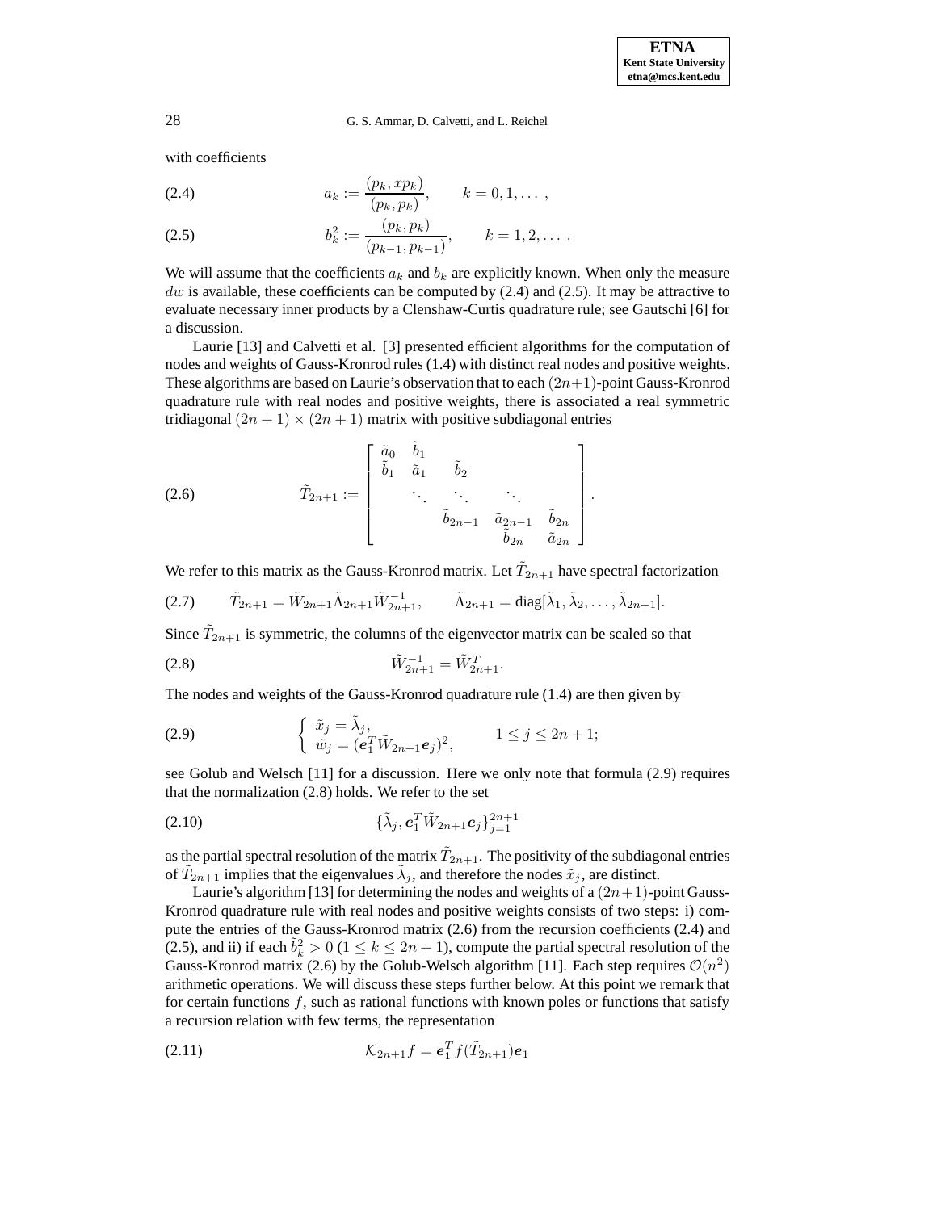with coefficients

$$a_k := \frac{(p_k, xp_k)}{(p_k, p_k)}, \qquad k = 0, 1, \dots\ , \tag{2.4}$$

$$b_k^2 := \frac{(p_k, p_k)}{(p_{k-1}, p_{k-1})}, \qquad k = 1, 2, \dots\ . \tag{2.5}$$

We will assume that the coefficients $a_k$ and $b_k$ are explicitly known. When only the measure $dw$ is available, these coefficients can be computed by (2.4) and (2.5). It may be attractive to evaluate necessary inner products by a Clenshaw-Curtis quadrature rule; see Gautschi [6] for a discussion.

Laurie [13] and Calvetti et al. [3] presented efficient algorithms for the computation of nodes and weights of Gauss-Kronrod rules (1.4) with distinct real nodes and positive weights. These algorithms are based on Laurie's observation that to each $(2n+1)$-point Gauss-Kronrod quadrature rule with real nodes and positive weights, there is associated a real symmetric tridiagonal $(2n+1) \times (2n+1)$ matrix with positive subdiagonal entries

$$\tilde{T}_{2n+1} := \begin{bmatrix} \tilde{a}_0 & \tilde{b}_1 & & & \\ \tilde{b}_1 & \tilde{a}_1 & \tilde{b}_2 & & \\ & \ddots & \ddots & \ddots & \\ & & \tilde{b}_{2n-1} & \tilde{a}_{2n-1} & \tilde{b}_{2n} \\ & & & \tilde{b}_{2n} & \tilde{a}_{2n} \end{bmatrix}. \tag{2.6}$$

We refer to this matrix as the Gauss-Kronrod matrix. Let $\tilde{T}_{2n+1}$ have spectral factorization

$$\tilde{T}_{2n+1} = \tilde{W}_{2n+1} \tilde{\Lambda}_{2n+1} \tilde{W}_{2n+1}^{-1}, \qquad \tilde{\Lambda}_{2n+1} = \text{diag}[\tilde{\lambda}_1, \tilde{\lambda}_2, \dots, \tilde{\lambda}_{2n+1}]. \tag{2.7}$$

Since $\tilde{T}_{2n+1}$ is symmetric, the columns of the eigenvector matrix can be scaled so that

$$\tilde{W}_{2n+1}^{-1} = \tilde{W}_{2n+1}^T. \tag{2.8}$$

The nodes and weights of the Gauss-Kronrod quadrature rule (1.4) are then given by

$$\begin{cases} \tilde{x}_j = \tilde{\lambda}_j, \\ \tilde{w}_j = (\boldsymbol{e}_1^T \tilde{W}_{2n+1} \boldsymbol{e}_j)^2, \end{cases} \qquad 1 \le j \le 2n+1; \tag{2.9}$$

see Golub and Welsch [11] for a discussion. Here we only note that formula (2.9) requires that the normalization (2.8) holds. We refer to the set

$$\{\tilde{\lambda}_j, \boldsymbol{e}_1^T \tilde{W}_{2n+1} \boldsymbol{e}_j\}_{j=1}^{2n+1} \tag{2.10}$$

as the partial spectral resolution of the matrix $\tilde{T}_{2n+1}$. The positivity of the subdiagonal entries of $\tilde{T}_{2n+1}$ implies that the eigenvalues $\tilde{\lambda}_j$, and therefore the nodes $\tilde{x}_j$, are distinct.

Laurie's algorithm [13] for determining the nodes and weights of a $(2n+1)$-point Gauss-Kronrod quadrature rule with real nodes and positive weights consists of two steps: i) compute the entries of the Gauss-Kronrod matrix (2.6) from the recursion coefficients (2.4) and (2.5), and ii) if each $\tilde{b}_k^2 > 0$ $(1 \le k \le 2n+1)$, compute the partial spectral resolution of the Gauss-Kronrod matrix (2.6) by the Golub-Welsch algorithm [11]. Each step requires $\mathcal{O}(n^2)$ arithmetic operations. We will discuss these steps further below. At this point we remark that for certain functions $f$, such as rational functions with known poles or functions that satisfy a recursion relation with few terms, the representation

$$\mathcal{K}_{2n+1} f = \boldsymbol{e}_1^T f(\tilde{T}_{2n+1}) \boldsymbol{e}_1 \tag{2.11}$$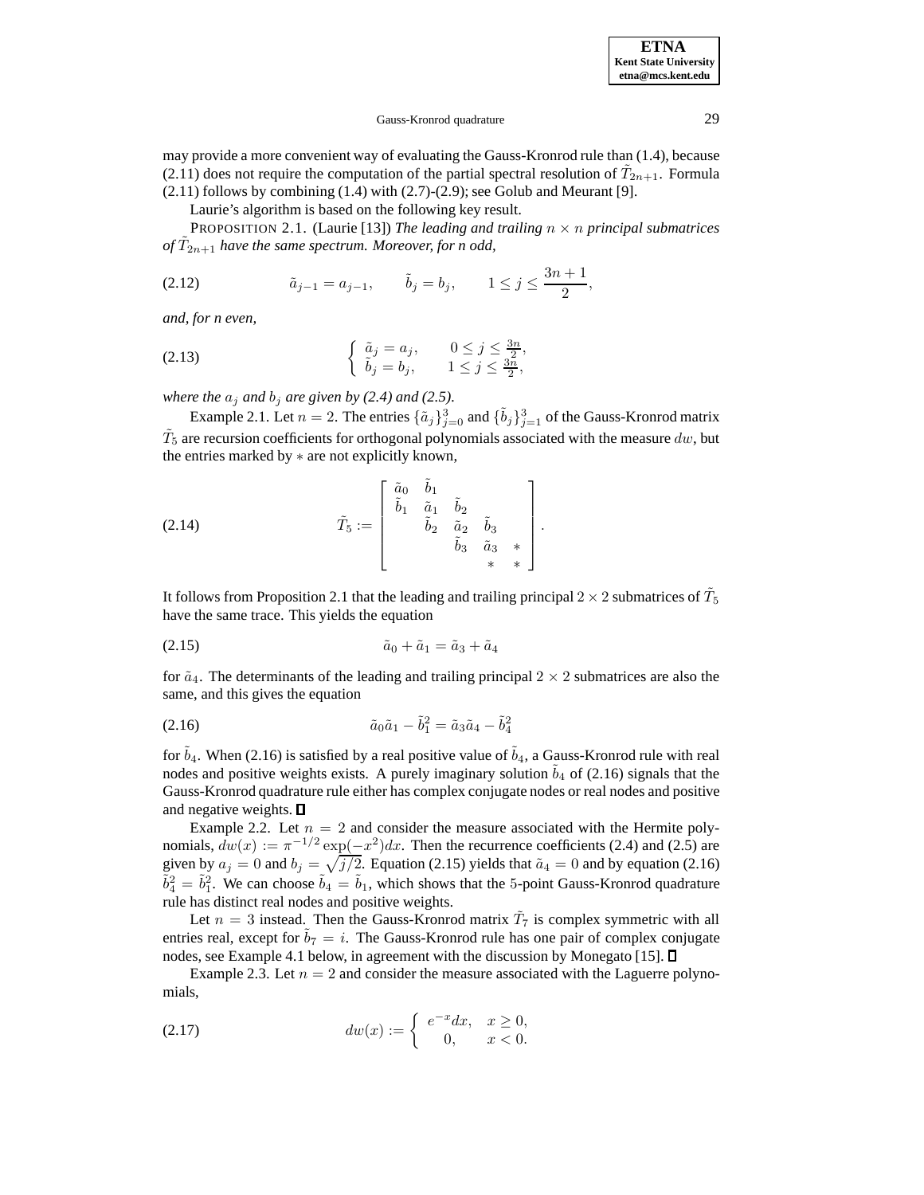may provide a more convenient way of evaluating the Gauss-Kronrod rule than (1.4), because (2.11) does not require the computation of the partial spectral resolution of $\tilde{T}_{2n+1}$. Formula (2.11) follows by combining (1.4) with (2.7)-(2.9); see Golub and Meurant [9].

Laurie's algorithm is based on the following key result.

PROPOSITION 2.1. (Laurie [13]) *The leading and trailing $n \times n$ principal submatrices of $\tilde{T}_{2n+1}$ have the same spectrum. Moreover, for n odd,*

$$\tilde{a}_{j-1} = a_{j-1}, \qquad \tilde{b}_j = b_j, \qquad 1 \le j \le \frac{3n+1}{2}, \tag{2.12}$$

*and, for n even,*

$$\begin{cases} \tilde{a}_j = a_j, & 0 \le j \le \frac{3n}{2}, \\ \tilde{b}_j = b_j, & 1 \le j \le \frac{3n}{2}, \end{cases} \tag{2.13}$$

*where the $a_j$ and $b_j$ are given by (2.4) and (2.5).*

Example 2.1. Let $n = 2$. The entries $\{\tilde{a}_j\}_{j=0}^{3}$ and $\{\tilde{b}_j\}_{j=1}^{3}$ of the Gauss-Kronrod matrix $\tilde{T}_5$ are recursion coefficients for orthogonal polynomials associated with the measure $dw$, but the entries marked by $*$ are not explicitly known,

$$\tilde{T}_5 := \begin{bmatrix} \tilde{a}_0 & \tilde{b}_1 & & & \\ \tilde{b}_1 & \tilde{a}_1 & \tilde{b}_2 & & \\ & \tilde{b}_2 & \tilde{a}_2 & \tilde{b}_3 & \\ & & \tilde{b}_3 & \tilde{a}_3 & * \\ & & & * & * \end{bmatrix}. \tag{2.14}$$

It follows from Proposition 2.1 that the leading and trailing principal $2 \times 2$ submatrices of $\tilde{T}_5$ have the same trace. This yields the equation

$$\tilde{a}_0 + \tilde{a}_1 = \tilde{a}_3 + \tilde{a}_4 \tag{2.15}$$

for $\tilde{a}_4$. The determinants of the leading and trailing principal $2 \times 2$ submatrices are also the same, and this gives the equation

$$\tilde{a}_0\tilde{a}_1 - \tilde{b}_1^2 = \tilde{a}_3\tilde{a}_4 - \tilde{b}_4^2 \tag{2.16}$$

for $\tilde{b}_4$. When (2.16) is satisfied by a real positive value of $\tilde{b}_4$, a Gauss-Kronrod rule with real nodes and positive weights exists. A purely imaginary solution $\tilde{b}_4$ of (2.16) signals that the Gauss-Kronrod quadrature rule either has complex conjugate nodes or real nodes and positive and negative weights. ∎

Example 2.2. Let $n = 2$ and consider the measure associated with the Hermite polynomials, $dw(x) := \pi^{-1/2}\exp(-x^2)dx$. Then the recurrence coefficients (2.4) and (2.5) are given by $a_j = 0$ and $b_j = \sqrt{j/2}$. Equation (2.15) yields that $\tilde{a}_4 = 0$ and by equation (2.16) $\tilde{b}_4^2 = \tilde{b}_1^2$. We can choose $\tilde{b}_4 = \tilde{b}_1$, which shows that the 5-point Gauss-Kronrod quadrature rule has distinct real nodes and positive weights.

Let $n = 3$ instead. Then the Gauss-Kronrod matrix $\tilde{T}_7$ is complex symmetric with all entries real, except for $\tilde{b}_7 = i$. The Gauss-Kronrod rule has one pair of complex conjugate nodes, see Example 4.1 below, in agreement with the discussion by Monegato [15]. ∎

Example 2.3. Let $n = 2$ and consider the measure associated with the Laguerre polynomials,

$$dw(x) := \begin{cases} e^{-x}dx, & x \ge 0, \\ 0, & x < 0. \end{cases} \tag{2.17}$$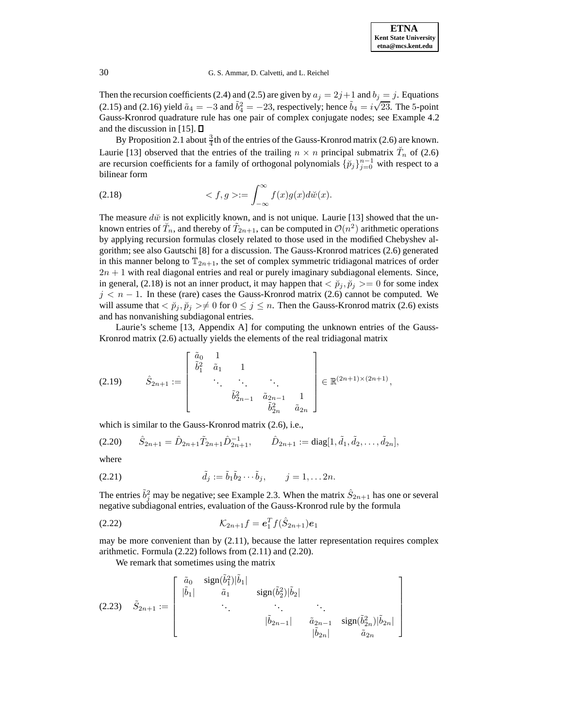Then the recursion coefficients (2.4) and (2.5) are given by $a_j = 2j+1$ and $b_j = j$. Equations (2.15) and (2.16) yield $\tilde{a}_4 = -3$ and $\tilde{b}_4^2 = -23$, respectively; hence $\tilde{b}_4 = i\sqrt{23}$. The 5-point Gauss-Kronrod quadrature rule has one pair of complex conjugate nodes; see Example 4.2 and the discussion in [15]. ☐

By Proposition 2.1 about $\frac{3}{4}$th of the entries of the Gauss-Kronrod matrix (2.6) are known. Laurie [13] observed that the entries of the trailing $n \times n$ principal submatrix $\breve{T}_n$ of (2.6) are recursion coefficients for a family of orthogonal polynomials $\{\breve{p}_j\}_{j=0}^{n-1}$ with respect to a bilinear form

$$
< f, g > := \int_{-\infty}^{\infty} f(x) g(x) d\breve{w}(x). \tag{2.18}
$$

The measure $d\breve{w}$ is not explicitly known, and is not unique. Laurie [13] showed that the unknown entries of $\breve{T}_n$, and thereby of $\tilde{T}_{2n+1}$, can be computed in $\mathcal{O}(n^2)$ arithmetic operations by applying recursion formulas closely related to those used in the modified Chebyshev algorithm; see also Gautschi [8] for a discussion. The Gauss-Kronrod matrices (2.6) generated in this manner belong to $\mathbb{T}_{2n+1}$, the set of complex symmetric tridiagonal matrices of order $2n+1$ with real diagonal entries and real or purely imaginary subdiagonal elements. Since, in general, (2.18) is not an inner product, it may happen that $< \breve{p}_j, \breve{p}_j >= 0$ for some index $j < n-1$. In these (rare) cases the Gauss-Kronrod matrix (2.6) cannot be computed. We will assume that $< \breve{p}_j, \breve{p}_j > \neq 0$ for $0 \leq j \leq n$. Then the Gauss-Kronrod matrix (2.6) exists and has nonvanishing subdiagonal entries.

Laurie's scheme [13, Appendix A] for computing the unknown entries of the Gauss-Kronrod matrix (2.6) actually yields the elements of the real tridiagonal matrix

$$
\hat{S}_{2n+1} := \begin{bmatrix} \tilde{a}_0 & 1 & & & \\ \tilde{b}_1^2 & \tilde{a}_1 & 1 & & \\ & \ddots & \ddots & \ddots & \\ & & \tilde{b}_{2n-1}^2 & \tilde{a}_{2n-1} & 1 \\ & & & \tilde{b}_{2n}^2 & \tilde{a}_{2n} \end{bmatrix} \in \mathbb{R}^{(2n+1)\times(2n+1)}, \tag{2.19}
$$

which is similar to the Gauss-Kronrod matrix (2.6), i.e.,

$$
\hat{S}_{2n+1} = \hat{D}_{2n+1} \tilde{T}_{2n+1} \hat{D}_{2n+1}^{-1}, \qquad \hat{D}_{2n+1} := \text{diag}[1, \tilde{d}_1, \tilde{d}_2, \ldots, \tilde{d}_{2n}], \tag{2.20}
$$

where

$$
\tilde{d}_j := \tilde{b}_1 \tilde{b}_2 \cdots \tilde{b}_j, \qquad j = 1, \ldots 2n. \tag{2.21}
$$

The entries $\tilde{b}_j^2$ may be negative; see Example 2.3. When the matrix $\hat{S}_{2n+1}$ has one or several negative subdiagonal entries, evaluation of the Gauss-Kronrod rule by the formula

$$
\mathcal{K}_{2n+1} f = \boldsymbol{e}_1^T f(\hat{S}_{2n+1}) \boldsymbol{e}_1 \tag{2.22}
$$

may be more convenient than by (2.11), because the latter representation requires complex arithmetic. Formula (2.22) follows from (2.11) and (2.20).

We remark that sometimes using the matrix

$$
\tilde{S}_{2n+1} := \begin{bmatrix} \tilde{a}_0 & \text{sign}(\tilde{b}_1^2)|\tilde{b}_1| & & & \\ |\tilde{b}_1| & \tilde{a}_1 & \text{sign}(\tilde{b}_2^2)|\tilde{b}_2| & & \\ & \ddots & \ddots & \ddots & \\ & & |\tilde{b}_{2n-1}| & \tilde{a}_{2n-1} & \text{sign}(\tilde{b}_{2n}^2)|\tilde{b}_{2n}| \\ & & & |\tilde{b}_{2n}| & \tilde{a}_{2n} \end{bmatrix} \tag{2.23}
$$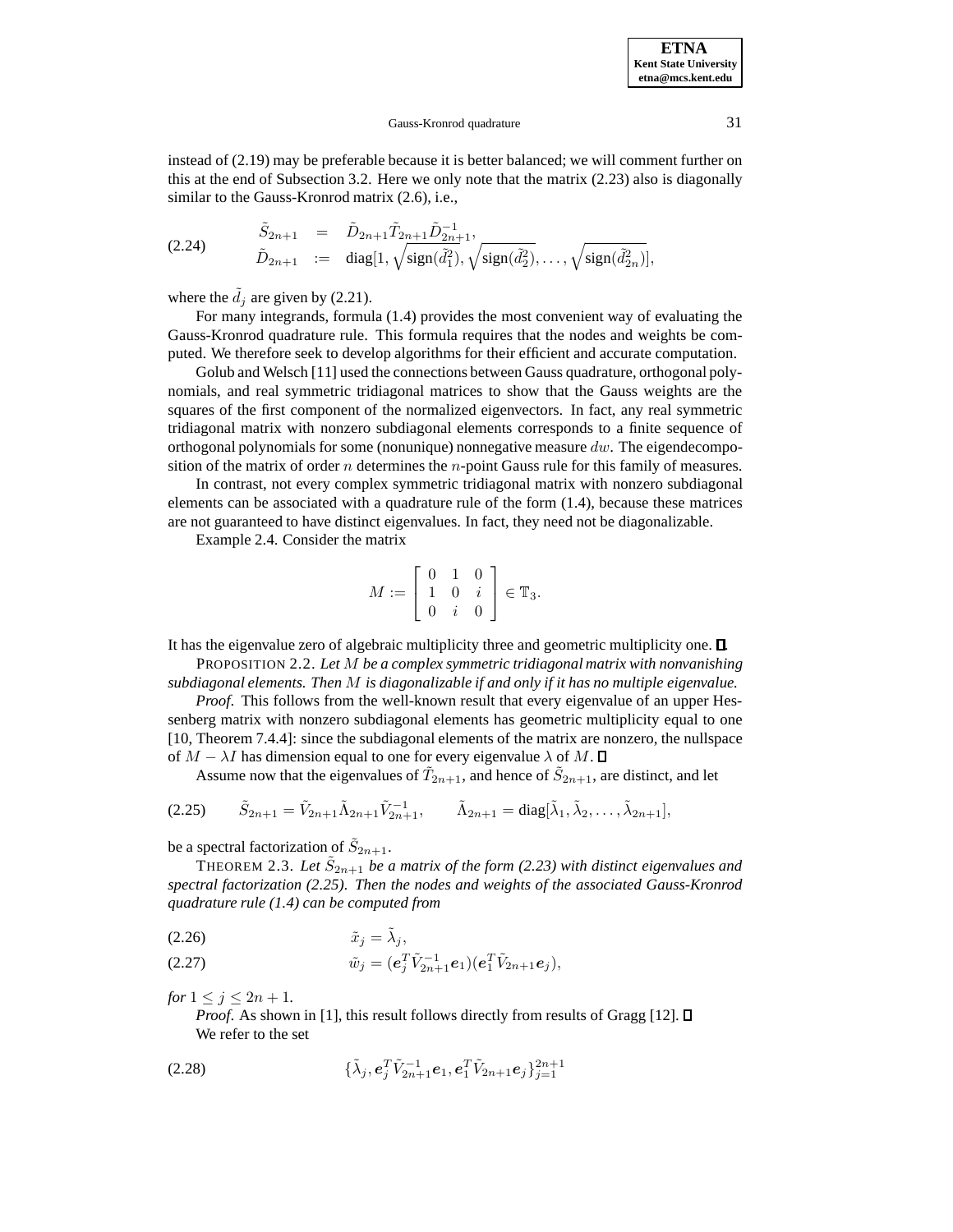instead of (2.19) may be preferable because it is better balanced; we will comment further on this at the end of Subsection 3.2. Here we only note that the matrix (2.23) also is diagonally similar to the Gauss-Kronrod matrix (2.6), i.e.,

$$
\begin{aligned}
\tilde{S}_{2n+1} &= \tilde{D}_{2n+1}\tilde{T}_{2n+1}\tilde{D}_{2n+1}^{-1}, \\
\tilde{D}_{2n+1} &:= \text{diag}[1, \sqrt{\text{sign}(\tilde{d}_1^2)}, \sqrt{\text{sign}(\tilde{d}_2^2)}, \ldots, \sqrt{\text{sign}(\tilde{d}_{2n}^2)}],
\end{aligned} \tag{2.24}
$$

where the $\tilde{d}_j$ are given by (2.21).

For many integrands, formula (1.4) provides the most convenient way of evaluating the Gauss-Kronrod quadrature rule. This formula requires that the nodes and weights be computed. We therefore seek to develop algorithms for their efficient and accurate computation.

Golub and Welsch [11] used the connections between Gauss quadrature, orthogonal polynomials, and real symmetric tridiagonal matrices to show that the Gauss weights are the squares of the first component of the normalized eigenvectors. In fact, any real symmetric tridiagonal matrix with nonzero subdiagonal elements corresponds to a finite sequence of orthogonal polynomials for some (nonunique) nonnegative measure $dw$. The eigendecomposition of the matrix of order $n$ determines the $n$-point Gauss rule for this family of measures.

In contrast, not every complex symmetric tridiagonal matrix with nonzero subdiagonal elements can be associated with a quadrature rule of the form (1.4), because these matrices are not guaranteed to have distinct eigenvalues. In fact, they need not be diagonalizable.

Example 2.4. Consider the matrix

$$
M := \begin{bmatrix} 0 & 1 & 0 \\ 1 & 0 & i \\ 0 & i & 0 \end{bmatrix} \in \mathbb{T}_3.
$$

It has the eigenvalue zero of algebraic multiplicity three and geometric multiplicity one. □

PROPOSITION 2.2. *Let $M$ be a complex symmetric tridiagonal matrix with nonvanishing subdiagonal elements. Then $M$ is diagonalizable if and only if it has no multiple eigenvalue.*

*Proof*. This follows from the well-known result that every eigenvalue of an upper Hessenberg matrix with nonzero subdiagonal elements has geometric multiplicity equal to one [10, Theorem 7.4.4]: since the subdiagonal elements of the matrix are nonzero, the nullspace of $M - \lambda I$ has dimension equal to one for every eigenvalue $\lambda$ of $M$. □

Assume now that the eigenvalues of $\tilde{T}_{2n+1}$, and hence of $\tilde{S}_{2n+1}$, are distinct, and let

$$
\tilde{S}_{2n+1} = \tilde{V}_{2n+1}\tilde{\Lambda}_{2n+1}\tilde{V}_{2n+1}^{-1}, \qquad \tilde{\Lambda}_{2n+1} = \text{diag}[\tilde{\lambda}_1, \tilde{\lambda}_2, \ldots, \tilde{\lambda}_{2n+1}], \tag{2.25}
$$

be a spectral factorization of $\tilde{S}_{2n+1}$.

THEOREM 2.3. *Let $\tilde{S}_{2n+1}$ be a matrix of the form (2.23) with distinct eigenvalues and spectral factorization (2.25). Then the nodes and weights of the associated Gauss-Kronrod quadrature rule (1.4) can be computed from*

$$
\tilde{x}_j = \tilde{\lambda}_j, \tag{2.26}
$$

$$
\tilde{w}_j = (\boldsymbol{e}_j^T \tilde{V}_{2n+1}^{-1}\boldsymbol{e}_1)(\boldsymbol{e}_1^T \tilde{V}_{2n+1}\boldsymbol{e}_j), \tag{2.27}
$$

*for* $1 \leq j \leq 2n+1$.

*Proof*. As shown in [1], this result follows directly from results of Gragg [12]. □

We refer to the set

$$
\{\tilde{\lambda}_j, \boldsymbol{e}_j^T \tilde{V}_{2n+1}^{-1}\boldsymbol{e}_1, \boldsymbol{e}_1^T \tilde{V}_{2n+1}\boldsymbol{e}_j\}_{j=1}^{2n+1} \tag{2.28}
$$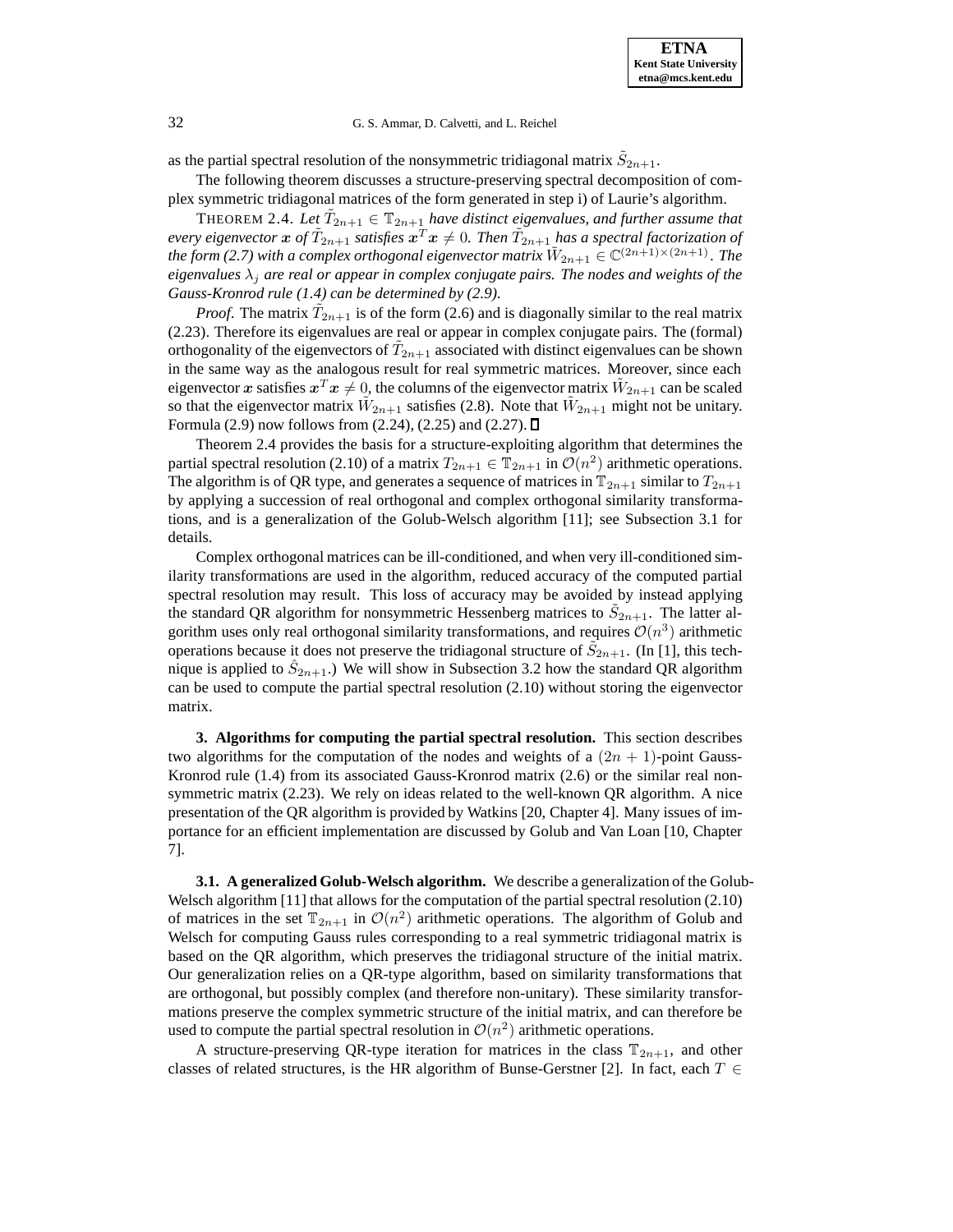as the partial spectral resolution of the nonsymmetric tridiagonal matrix $\tilde{S}_{2n+1}$.

The following theorem discusses a structure-preserving spectral decomposition of complex symmetric tridiagonal matrices of the form generated in step i) of Laurie's algorithm.

THEOREM 2.4. *Let $\tilde{T}_{2n+1} \in \mathbb{T}_{2n+1}$ have distinct eigenvalues, and further assume that every eigenvector $\boldsymbol{x}$ of $\tilde{T}_{2n+1}$ satisfies $\boldsymbol{x}^T\boldsymbol{x} \neq 0$. Then $\tilde{T}_{2n+1}$ has a spectral factorization of the form (2.7) with a complex orthogonal eigenvector matrix $\tilde{W}_{2n+1} \in \mathbb{C}^{(2n+1)\times(2n+1)}$. The eigenvalues $\lambda_j$ are real or appear in complex conjugate pairs. The nodes and weights of the Gauss-Kronrod rule (1.4) can be determined by (2.9).*

*Proof.* The matrix $\tilde{T}_{2n+1}$ is of the form (2.6) and is diagonally similar to the real matrix (2.23). Therefore its eigenvalues are real or appear in complex conjugate pairs. The (formal) orthogonality of the eigenvectors of $\tilde{T}_{2n+1}$ associated with distinct eigenvalues can be shown in the same way as the analogous result for real symmetric matrices. Moreover, since each eigenvector $\boldsymbol{x}$ satisfies $\boldsymbol{x}^T\boldsymbol{x} \neq 0$, the columns of the eigenvector matrix $\tilde{W}_{2n+1}$ can be scaled so that the eigenvector matrix $\tilde{W}_{2n+1}$ satisfies (2.8). Note that $\tilde{W}_{2n+1}$ might not be unitary. Formula (2.9) now follows from (2.24), (2.25) and (2.27). ∎

Theorem 2.4 provides the basis for a structure-exploiting algorithm that determines the partial spectral resolution (2.10) of a matrix $T_{2n+1} \in \mathbb{T}_{2n+1}$ in $\mathcal{O}(n^2)$ arithmetic operations. The algorithm is of QR type, and generates a sequence of matrices in $\mathbb{T}_{2n+1}$ similar to $T_{2n+1}$ by applying a succession of real orthogonal and complex orthogonal similarity transformations, and is a generalization of the Golub-Welsch algorithm [11]; see Subsection 3.1 for details.

Complex orthogonal matrices can be ill-conditioned, and when very ill-conditioned similarity transformations are used in the algorithm, reduced accuracy of the computed partial spectral resolution may result. This loss of accuracy may be avoided by instead applying the standard QR algorithm for nonsymmetric Hessenberg matrices to $\tilde{S}_{2n+1}$. The latter algorithm uses only real orthogonal similarity transformations, and requires $\mathcal{O}(n^3)$ arithmetic operations because it does not preserve the tridiagonal structure of $\tilde{S}_{2n+1}$. (In [1], this technique is applied to $\hat{S}_{2n+1}$.) We will show in Subsection 3.2 how the standard QR algorithm can be used to compute the partial spectral resolution (2.10) without storing the eigenvector matrix.

## 3. Algorithms for computing the partial spectral resolution.

This section describes two algorithms for the computation of the nodes and weights of a $(2n+1)$-point Gauss-Kronrod rule (1.4) from its associated Gauss-Kronrod matrix (2.6) or the similar real nonsymmetric matrix (2.23). We rely on ideas related to the well-known QR algorithm. A nice presentation of the QR algorithm is provided by Watkins [20, Chapter 4]. Many issues of importance for an efficient implementation are discussed by Golub and Van Loan [10, Chapter 7].

### 3.1. A generalized Golub-Welsch algorithm.

We describe a generalization of the Golub-Welsch algorithm [11] that allows for the computation of the partial spectral resolution (2.10) of matrices in the set $\mathbb{T}_{2n+1}$ in $\mathcal{O}(n^2)$ arithmetic operations. The algorithm of Golub and Welsch for computing Gauss rules corresponding to a real symmetric tridiagonal matrix is based on the QR algorithm, which preserves the tridiagonal structure of the initial matrix. Our generalization relies on a QR-type algorithm, based on similarity transformations that are orthogonal, but possibly complex (and therefore non-unitary). These similarity transformations preserve the complex symmetric structure of the initial matrix, and can therefore be used to compute the partial spectral resolution in $\mathcal{O}(n^2)$ arithmetic operations.

A structure-preserving QR-type iteration for matrices in the class $\mathbb{T}_{2n+1}$, and other classes of related structures, is the HR algorithm of Bunse-Gerstner [2]. In fact, each $T \in$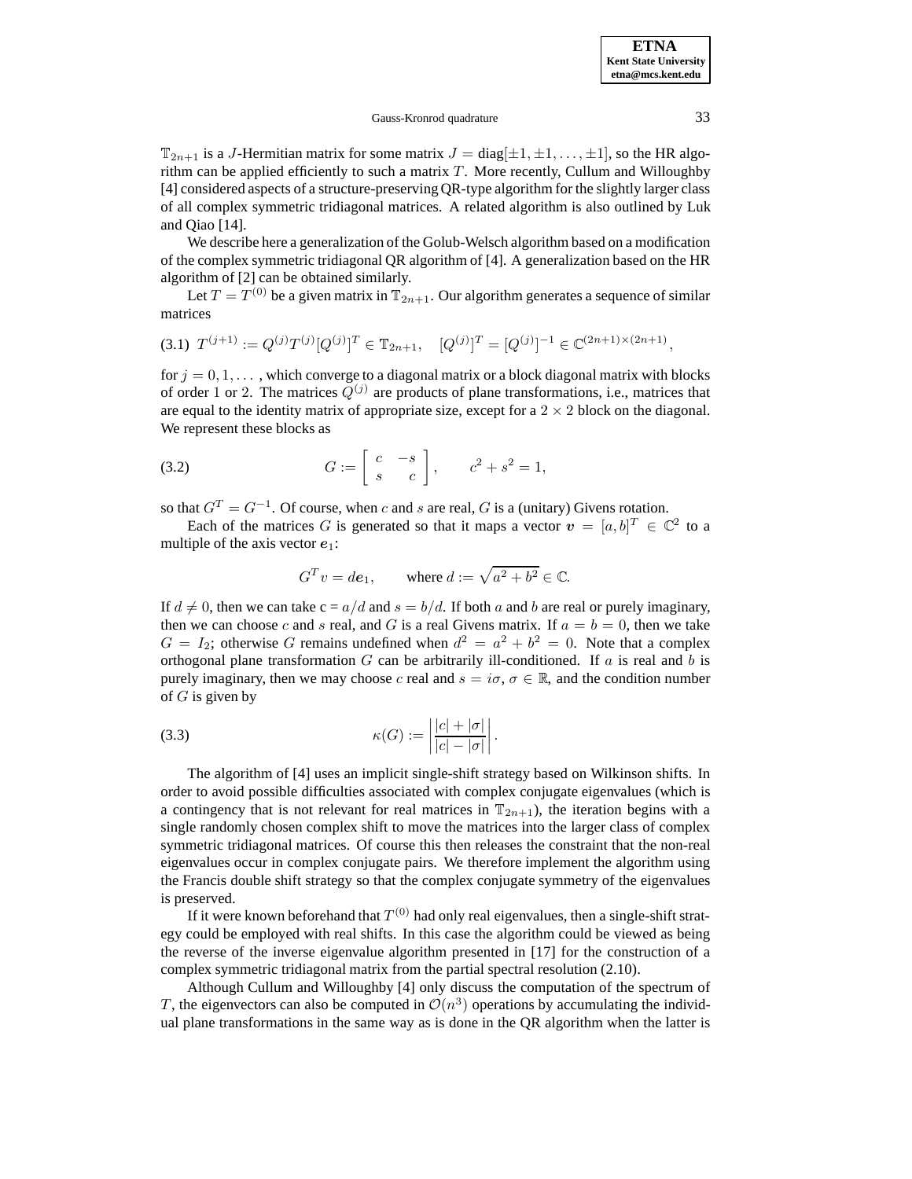$\mathbb{T}_{2n+1}$ is a $J$-Hermitian matrix for some matrix $J = \text{diag}[\pm 1, \pm 1, \ldots, \pm 1]$, so the HR algorithm can be applied efficiently to such a matrix $T$. More recently, Cullum and Willoughby [4] considered aspects of a structure-preserving QR-type algorithm for the slightly larger class of all complex symmetric tridiagonal matrices. A related algorithm is also outlined by Luk and Qiao [14].

We describe here a generalization of the Golub-Welsch algorithm based on a modification of the complex symmetric tridiagonal QR algorithm of [4]. A generalization based on the HR algorithm of [2] can be obtained similarly.

Let $T = T^{(0)}$ be a given matrix in $\mathbb{T}_{2n+1}$. Our algorithm generates a sequence of similar matrices

$$T^{(j+1)} := Q^{(j)} T^{(j)} [Q^{(j)}]^T \in \mathbb{T}_{2n+1}, \quad [Q^{(j)}]^T = [Q^{(j)}]^{-1} \in \mathbb{C}^{(2n+1)\times(2n+1)}, \tag{3.1}$$

for $j = 0, 1, \ldots$, which converge to a diagonal matrix or a block diagonal matrix with blocks of order 1 or 2. The matrices $Q^{(j)}$ are products of plane transformations, i.e., matrices that are equal to the identity matrix of appropriate size, except for a $2 \times 2$ block on the diagonal. We represent these blocks as

$$G := \begin{bmatrix} c & -s \\ s & c \end{bmatrix}, \qquad c^2 + s^2 = 1, \tag{3.2}$$

so that $G^T = G^{-1}$. Of course, when $c$ and $s$ are real, $G$ is a (unitary) Givens rotation.

Each of the matrices $G$ is generated so that it maps a vector $\boldsymbol{v} = [a, b]^T \in \mathbb{C}^2$ to a multiple of the axis vector $\boldsymbol{e}_1$:

$$G^T v = d\boldsymbol{e}_1, \qquad \text{where } d := \sqrt{a^2 + b^2} \in \mathbb{C}.$$

If $d \neq 0$, then we can take c = $a/d$ and $s = b/d$. If both $a$ and $b$ are real or purely imaginary, then we can choose $c$ and $s$ real, and $G$ is a real Givens matrix. If $a = b = 0$, then we take $G = I_2$; otherwise $G$ remains undefined when $d^2 = a^2 + b^2 = 0$. Note that a complex orthogonal plane transformation $G$ can be arbitrarily ill-conditioned. If $a$ is real and $b$ is purely imaginary, then we may choose $c$ real and $s = i\sigma$, $\sigma \in \mathbb{R}$, and the condition number of $G$ is given by

$$\kappa(G) := \left| \frac{|c| + |\sigma|}{|c| - |\sigma|} \right|. \tag{3.3}$$

The algorithm of [4] uses an implicit single-shift strategy based on Wilkinson shifts. In order to avoid possible difficulties associated with complex conjugate eigenvalues (which is a contingency that is not relevant for real matrices in $\mathbb{T}_{2n+1}$), the iteration begins with a single randomly chosen complex shift to move the matrices into the larger class of complex symmetric tridiagonal matrices. Of course this then releases the constraint that the non-real eigenvalues occur in complex conjugate pairs. We therefore implement the algorithm using the Francis double shift strategy so that the complex conjugate symmetry of the eigenvalues is preserved.

If it were known beforehand that $T^{(0)}$ had only real eigenvalues, then a single-shift strategy could be employed with real shifts. In this case the algorithm could be viewed as being the reverse of the inverse eigenvalue algorithm presented in [17] for the construction of a complex symmetric tridiagonal matrix from the partial spectral resolution (2.10).

Although Cullum and Willoughby [4] only discuss the computation of the spectrum of $T$, the eigenvectors can also be computed in $\mathcal{O}(n^3)$ operations by accumulating the individual plane transformations in the same way as is done in the QR algorithm when the latter is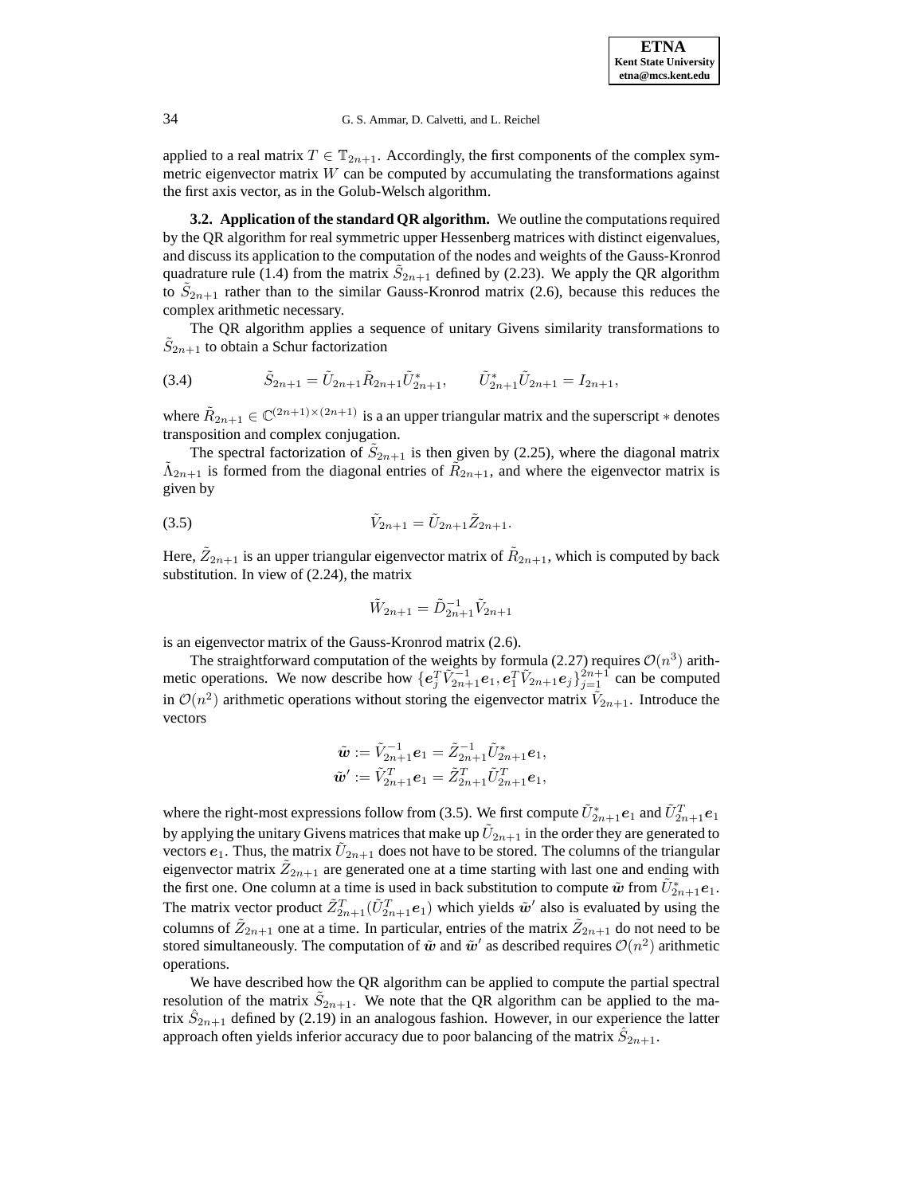applied to a real matrix $T \in \mathbb{T}_{2n+1}$. Accordingly, the first components of the complex symmetric eigenvector matrix $W$ can be computed by accumulating the transformations against the first axis vector, as in the Golub-Welsch algorithm.

**3.2. Application of the standard QR algorithm.** We outline the computations required by the QR algorithm for real symmetric upper Hessenberg matrices with distinct eigenvalues, and discuss its application to the computation of the nodes and weights of the Gauss-Kronrod quadrature rule (1.4) from the matrix $\tilde{S}_{2n+1}$ defined by (2.23). We apply the QR algorithm to $\tilde{S}_{2n+1}$ rather than to the similar Gauss-Kronrod matrix (2.6), because this reduces the complex arithmetic necessary.

The QR algorithm applies a sequence of unitary Givens similarity transformations to $\tilde{S}_{2n+1}$ to obtain a Schur factorization

$$\tilde{S}_{2n+1} = \tilde{U}_{2n+1}\tilde{R}_{2n+1}\tilde{U}^*_{2n+1}, \qquad \tilde{U}^*_{2n+1}\tilde{U}_{2n+1} = I_{2n+1}, \tag{3.4}$$

where $\tilde{R}_{2n+1} \in \mathbb{C}^{(2n+1)\times(2n+1)}$ is a an upper triangular matrix and the superscript $*$ denotes transposition and complex conjugation.

The spectral factorization of $\tilde{S}_{2n+1}$ is then given by (2.25), where the diagonal matrix $\tilde{\Lambda}_{2n+1}$ is formed from the diagonal entries of $\tilde{R}_{2n+1}$, and where the eigenvector matrix is given by

$$\tilde{V}_{2n+1} = \tilde{U}_{2n+1}\tilde{Z}_{2n+1}. \tag{3.5}$$

Here, $\tilde{Z}_{2n+1}$ is an upper triangular eigenvector matrix of $\tilde{R}_{2n+1}$, which is computed by back substitution. In view of (2.24), the matrix

$$\tilde{W}_{2n+1} = \tilde{D}^{-1}_{2n+1}\tilde{V}_{2n+1}$$

is an eigenvector matrix of the Gauss-Kronrod matrix (2.6).

The straightforward computation of the weights by formula (2.27) requires $\mathcal{O}(n^3)$ arithmetic operations. We now describe how $\{\boldsymbol{e}_j^T\tilde{V}^{-1}_{2n+1}\boldsymbol{e}_1, \boldsymbol{e}_1^T\tilde{V}_{2n+1}\boldsymbol{e}_j\}_{j=1}^{2n+1}$ can be computed in $\mathcal{O}(n^2)$ arithmetic operations without storing the eigenvector matrix $\tilde{V}_{2n+1}$. Introduce the vectors

$$\tilde{\boldsymbol{w}} := \tilde{V}^{-1}_{2n+1}\boldsymbol{e}_1 = \tilde{Z}^{-1}_{2n+1}\tilde{U}^*_{2n+1}\boldsymbol{e}_1,$$
$$\tilde{\boldsymbol{w}}' := \tilde{V}^{T}_{2n+1}\boldsymbol{e}_1 = \tilde{Z}^{T}_{2n+1}\tilde{U}^T_{2n+1}\boldsymbol{e}_1,$$

where the right-most expressions follow from (3.5). We first compute $\tilde{U}^*_{2n+1}\boldsymbol{e}_1$ and $\tilde{U}^T_{2n+1}\boldsymbol{e}_1$ by applying the unitary Givens matrices that make up $\tilde{U}_{2n+1}$ in the order they are generated to vectors $\boldsymbol{e}_1$. Thus, the matrix $\tilde{U}_{2n+1}$ does not have to be stored. The columns of the triangular eigenvector matrix $\tilde{Z}_{2n+1}$ are generated one at a time starting with last one and ending with the first one. One column at a time is used in back substitution to compute $\tilde{\boldsymbol{w}}$ from $\tilde{U}^*_{2n+1}\boldsymbol{e}_1$. The matrix vector product $\tilde{Z}^T_{2n+1}(\tilde{U}^T_{2n+1}\boldsymbol{e}_1)$ which yields $\tilde{\boldsymbol{w}}'$ also is evaluated by using the columns of $\tilde{Z}_{2n+1}$ one at a time. In particular, entries of the matrix $\tilde{Z}_{2n+1}$ do not need to be stored simultaneously. The computation of $\tilde{\boldsymbol{w}}$ and $\tilde{\boldsymbol{w}}'$ as described requires $\mathcal{O}(n^2)$ arithmetic operations.

We have described how the QR algorithm can be applied to compute the partial spectral resolution of the matrix $\tilde{S}_{2n+1}$. We note that the QR algorithm can be applied to the matrix $\hat{S}_{2n+1}$ defined by (2.19) in an analogous fashion. However, in our experience the latter approach often yields inferior accuracy due to poor balancing of the matrix $\hat{S}_{2n+1}$.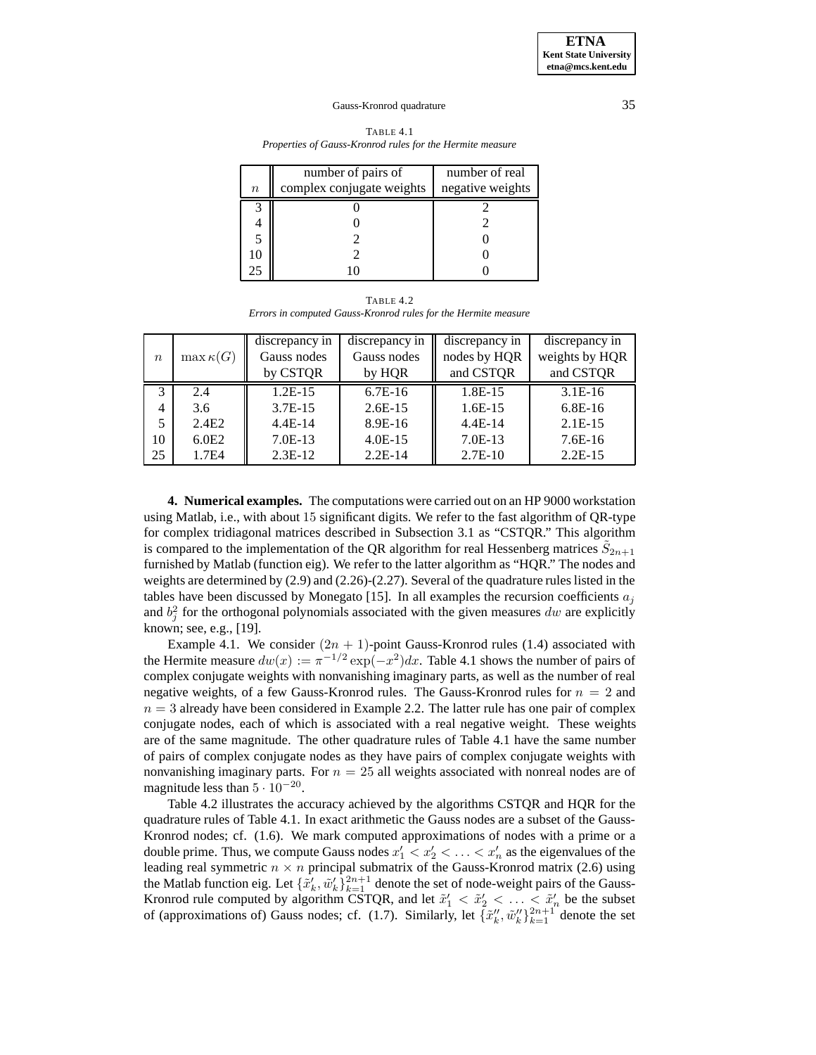TABLE 4.1
*Properties of Gauss-Kronrod rules for the Hermite measure*

| $n$ | number of pairs of complex conjugate weights | number of real negative weights |
|---|---|---|
| 3 | 0 | 2 |
| 4 | 0 | 2 |
| 5 | 2 | 0 |
| 10 | 2 | 0 |
| 25 | 10 | 0 |

TABLE 4.2
*Errors in computed Gauss-Kronrod rules for the Hermite measure*

| $n$ | $\max \kappa(G)$ | discrepancy in Gauss nodes by CSTQR | discrepancy in Gauss nodes by HQR | discrepancy in nodes by HQR and CSTQR | discrepancy in weights by HQR and CSTQR |
|---|---|---|---|---|---|
| 3 | 2.4 | 1.2E-15 | 6.7E-16 | 1.8E-15 | 3.1E-16 |
| 4 | 3.6 | 3.7E-15 | 2.6E-15 | 1.6E-15 | 6.8E-16 |
| 5 | 2.4E2 | 4.4E-14 | 8.9E-16 | 4.4E-14 | 2.1E-15 |
| 10 | 6.0E2 | 7.0E-13 | 4.0E-15 | 7.0E-13 | 7.6E-16 |
| 25 | 1.7E4 | 2.3E-12 | 2.2E-14 | 2.7E-10 | 2.2E-15 |

**4. Numerical examples.** The computations were carried out on an HP 9000 workstation using Matlab, i.e., with about 15 significant digits. We refer to the fast algorithm of QR-type for complex tridiagonal matrices described in Subsection 3.1 as "CSTQR." This algorithm is compared to the implementation of the QR algorithm for real Hessenberg matrices $\tilde{S}_{2n+1}$ furnished by Matlab (function eig). We refer to the latter algorithm as "HQR." The nodes and weights are determined by (2.9) and (2.26)-(2.27). Several of the quadrature rules listed in the tables have been discussed by Monegato [15]. In all examples the recursion coefficients $a_j$ and $b_j^2$ for the orthogonal polynomials associated with the given measures $dw$ are explicitly known; see, e.g., [19].

Example 4.1. We consider $(2n+1)$-point Gauss-Kronrod rules (1.4) associated with the Hermite measure $dw(x) := \pi^{-1/2}\exp(-x^2)dx$. Table 4.1 shows the number of pairs of complex conjugate weights with nonvanishing imaginary parts, as well as the number of real negative weights, of a few Gauss-Kronrod rules. The Gauss-Kronrod rules for $n = 2$ and $n = 3$ already have been considered in Example 2.2. The latter rule has one pair of complex conjugate nodes, each of which is associated with a real negative weight. These weights are of the same magnitude. The other quadrature rules of Table 4.1 have the same number of pairs of complex conjugate nodes as they have pairs of complex conjugate weights with nonvanishing imaginary parts. For $n = 25$ all weights associated with nonreal nodes are of magnitude less than $5 \cdot 10^{-20}$.

Table 4.2 illustrates the accuracy achieved by the algorithms CSTQR and HQR for the quadrature rules of Table 4.1. In exact arithmetic the Gauss nodes are a subset of the Gauss-Kronrod nodes; cf. (1.6). We mark computed approximations of nodes with a prime or a double prime. Thus, we compute Gauss nodes $x_1' < x_2' < \ldots < x_n'$ as the eigenvalues of the leading real symmetric $n \times n$ principal submatrix of the Gauss-Kronrod matrix (2.6) using the Matlab function eig. Let $\{\tilde{x}_k', \tilde{w}_k'\}_{k=1}^{2n+1}$ denote the set of node-weight pairs of the Gauss-Kronrod rule computed by algorithm CSTQR, and let $\tilde{x}_1' < \tilde{x}_2' < \ldots < \tilde{x}_n'$ be the subset of (approximations of) Gauss nodes; cf. (1.7). Similarly, let $\{\tilde{x}_k'', \tilde{w}_k''\}_{k=1}^{2n+1}$ denote the set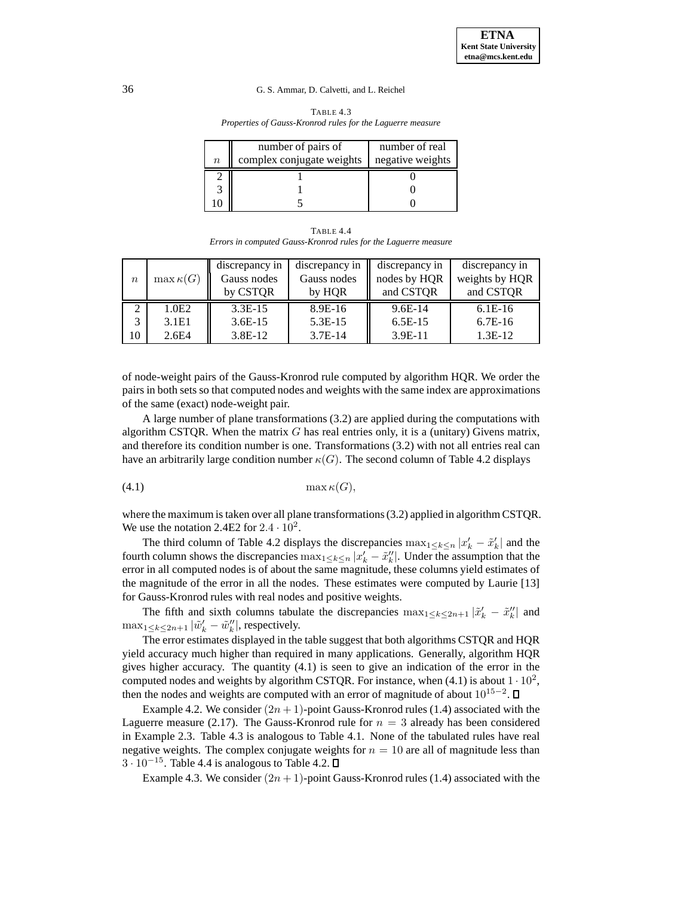TABLE 4.3
*Properties of Gauss-Kronrod rules for the Laguerre measure*

| $n$ | number of pairs of complex conjugate weights | number of real negative weights |
|---|---|---|
| 2 | 1 | 0 |
| 3 | 1 | 0 |
| 10 | 5 | 0 |

TABLE 4.4
*Errors in computed Gauss-Kronrod rules for the Laguerre measure*

| $n$ | $\max \kappa(G)$ | discrepancy in Gauss nodes by CSTQR | discrepancy in Gauss nodes by HQR | discrepancy in nodes by HQR and CSTQR | discrepancy in weights by HQR and CSTQR |
|---|---|---|---|---|---|
| 2 | 1.0E2 | 3.3E-15 | 8.9E-16 | 9.6E-14 | 6.1E-16 |
| 3 | 3.1E1 | 3.6E-15 | 5.3E-15 | 6.5E-15 | 6.7E-16 |
| 10 | 2.6E4 | 3.8E-12 | 3.7E-14 | 3.9E-11 | 1.3E-12 |

of node-weight pairs of the Gauss-Kronrod rule computed by algorithm HQR. We order the pairs in both sets so that computed nodes and weights with the same index are approximations of the same (exact) node-weight pair.

A large number of plane transformations (3.2) are applied during the computations with algorithm CSTQR. When the matrix $G$ has real entries only, it is a (unitary) Givens matrix, and therefore its condition number is one. Transformations (3.2) with not all entries real can have an arbitrarily large condition number $\kappa(G)$. The second column of Table 4.2 displays

$$\max \kappa(G), \tag{4.1}$$

where the maximum is taken over all plane transformations (3.2) applied in algorithm CSTQR. We use the notation 2.4E2 for $2.4 \cdot 10^2$.

The third column of Table 4.2 displays the discrepancies $\max_{1 \le k \le n} |x'_k - \tilde{x}'_k|$ and the fourth column shows the discrepancies $\max_{1 \le k \le n} |x'_k - \tilde{x}''_k|$. Under the assumption that the error in all computed nodes is of about the same magnitude, these columns yield estimates of the magnitude of the error in all the nodes. These estimates were computed by Laurie [13] for Gauss-Kronrod rules with real nodes and positive weights.

The fifth and sixth columns tabulate the discrepancies $\max_{1 \le k \le 2n+1} |\tilde{x}'_k - \tilde{x}''_k|$ and $\max_{1 \le k \le 2n+1} |\tilde{w}'_k - \tilde{w}''_k|$, respectively.

The error estimates displayed in the table suggest that both algorithms CSTQR and HQR yield accuracy much higher than required in many applications. Generally, algorithm HQR gives higher accuracy. The quantity (4.1) is seen to give an indication of the error in the computed nodes and weights by algorithm CSTQR. For instance, when (4.1) is about $1 \cdot 10^2$, then the nodes and weights are computed with an error of magnitude of about $10^{15-2}$. □

Example 4.2. We consider $(2n+1)$-point Gauss-Kronrod rules (1.4) associated with the Laguerre measure (2.17). The Gauss-Kronrod rule for $n = 3$ already has been considered in Example 2.3. Table 4.3 is analogous to Table 4.1. None of the tabulated rules have real negative weights. The complex conjugate weights for $n = 10$ are all of magnitude less than $3 \cdot 10^{-15}$. Table 4.4 is analogous to Table 4.2. □

Example 4.3. We consider $(2n+1)$-point Gauss-Kronrod rules (1.4) associated with the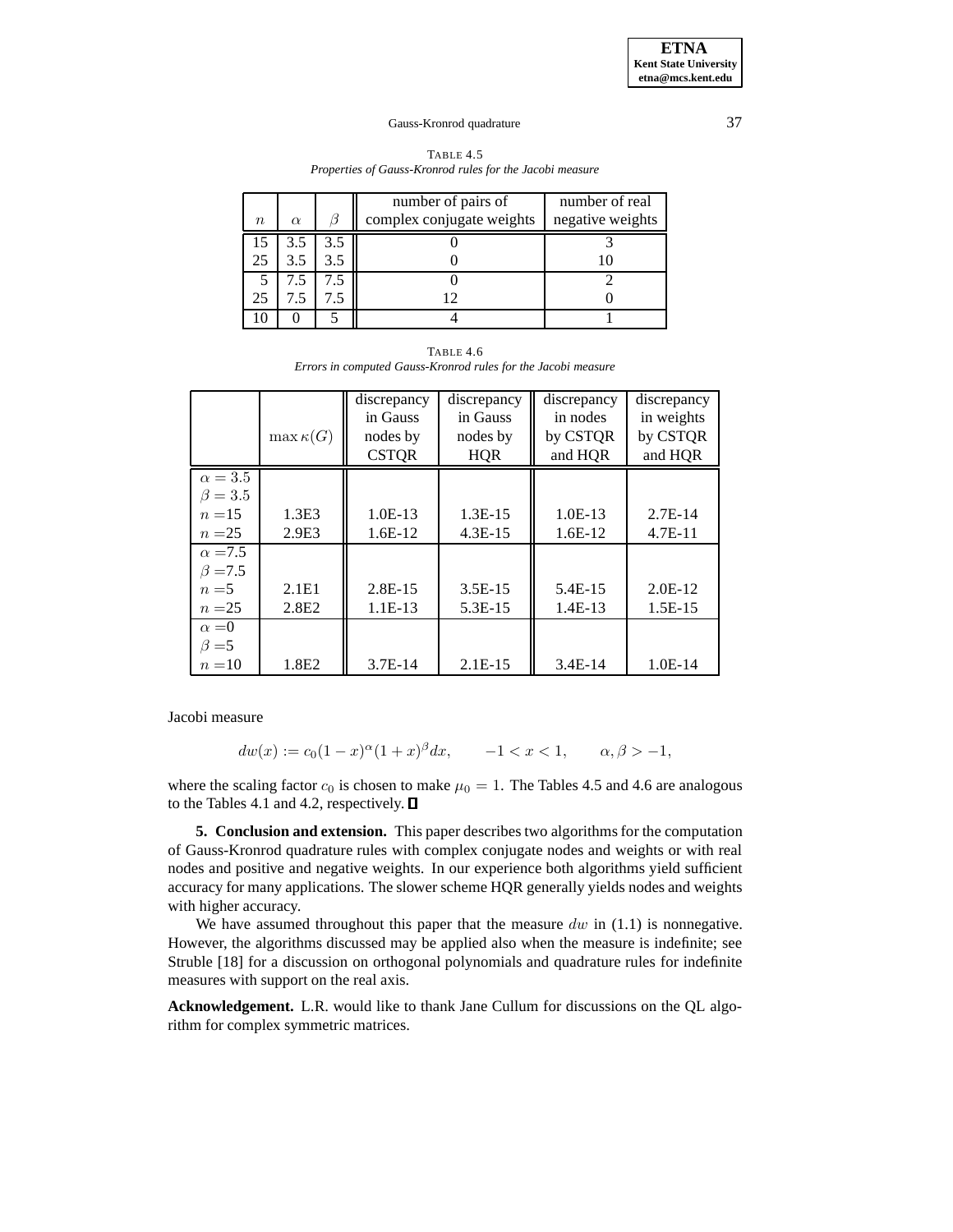TABLE 4.5
*Properties of Gauss-Kronrod rules for the Jacobi measure*

| $n$ | $\alpha$ | $\beta$ | number of pairs of complex conjugate weights | number of real negative weights |
|---|---|---|---|---|
| 15 | 3.5 | 3.5 | 0 | 3 |
| 25 | 3.5 | 3.5 | 0 | 10 |
| 5 | 7.5 | 7.5 | 0 | 2 |
| 25 | 7.5 | 7.5 | 12 | 0 |
| 10 | 0 | 5 | 4 | 1 |

TABLE 4.6
*Errors in computed Gauss-Kronrod rules for the Jacobi measure*

| | $\max\kappa(G)$ | discrepancy in Gauss nodes by CSTQR | discrepancy in Gauss nodes by HQR | discrepancy in nodes by CSTQR and HQR | discrepancy in weights by CSTQR and HQR |
|---|---|---|---|---|---|
| $\alpha = 3.5$ | | | | | |
| $\beta = 3.5$ | | | | | |
| $n = 15$ | 1.3E3 | 1.0E-13 | 1.3E-15 | 1.0E-13 | 2.7E-14 |
| $n = 25$ | 2.9E3 | 1.6E-12 | 4.3E-15 | 1.6E-12 | 4.7E-11 |
| $\alpha = 7.5$ | | | | | |
| $\beta = 7.5$ | | | | | |
| $n = 5$ | 2.1E1 | 2.8E-15 | 3.5E-15 | 5.4E-15 | 2.0E-12 |
| $n = 25$ | 2.8E2 | 1.1E-13 | 5.3E-15 | 1.4E-13 | 1.5E-15 |
| $\alpha = 0$ | | | | | |
| $\beta = 5$ | | | | | |
| $n = 10$ | 1.8E2 | 3.7E-14 | 2.1E-15 | 3.4E-14 | 1.0E-14 |

Jacobi measure

$$dw(x) := c_0(1-x)^\alpha(1+x)^\beta dx, \qquad -1 < x < 1, \qquad \alpha, \beta > -1,$$

where the scaling factor $c_0$ is chosen to make $\mu_0 = 1$. The Tables 4.5 and 4.6 are analogous to the Tables 4.1 and 4.2, respectively. ∎

**5. Conclusion and extension.** This paper describes two algorithms for the computation of Gauss-Kronrod quadrature rules with complex conjugate nodes and weights or with real nodes and positive and negative weights. In our experience both algorithms yield sufficient accuracy for many applications. The slower scheme HQR generally yields nodes and weights with higher accuracy.

We have assumed throughout this paper that the measure $dw$ in (1.1) is nonnegative. However, the algorithms discussed may be applied also when the measure is indefinite; see Struble [18] for a discussion on orthogonal polynomials and quadrature rules for indefinite measures with support on the real axis.

**Acknowledgement.** L.R. would like to thank Jane Cullum for discussions on the QL algorithm for complex symmetric matrices.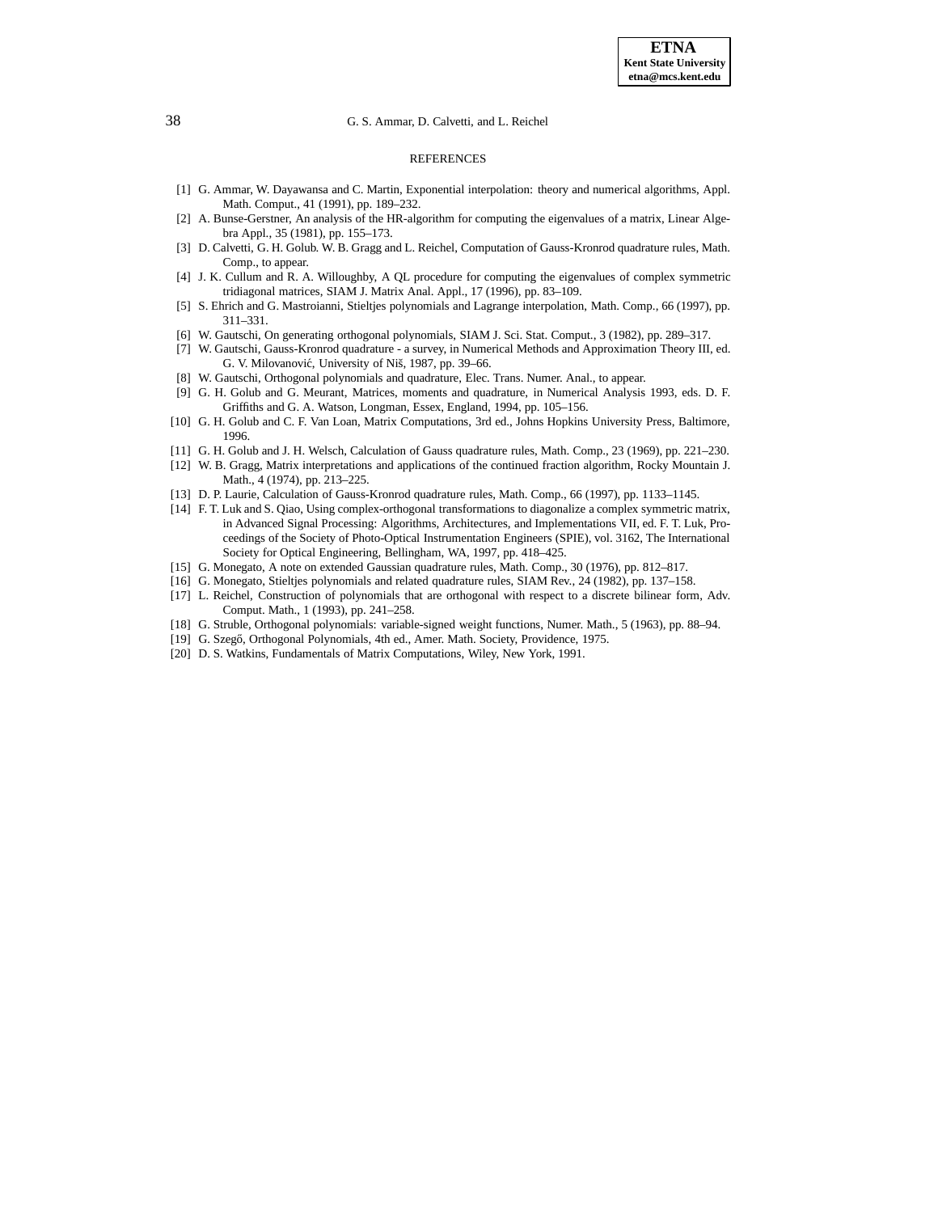## REFERENCES

[1] G. Ammar, W. Dayawansa and C. Martin, Exponential interpolation: theory and numerical algorithms, Appl. Math. Comput., 41 (1991), pp. 189–232.

[2] A. Bunse-Gerstner, An analysis of the HR-algorithm for computing the eigenvalues of a matrix, Linear Algebra Appl., 35 (1981), pp. 155–173.

[3] D. Calvetti, G. H. Golub. W. B. Gragg and L. Reichel, Computation of Gauss-Kronrod quadrature rules, Math. Comp., to appear.

[4] J. K. Cullum and R. A. Willoughby, A QL procedure for computing the eigenvalues of complex symmetric tridiagonal matrices, SIAM J. Matrix Anal. Appl., 17 (1996), pp. 83–109.

[5] S. Ehrich and G. Mastroianni, Stieltjes polynomials and Lagrange interpolation, Math. Comp., 66 (1997), pp. 311–331.

[6] W. Gautschi, On generating orthogonal polynomials, SIAM J. Sci. Stat. Comput., 3 (1982), pp. 289–317.

[7] W. Gautschi, Gauss-Kronrod quadrature - a survey, in Numerical Methods and Approximation Theory III, ed. G. V. Milovanović, University of Niš, 1987, pp. 39–66.

[8] W. Gautschi, Orthogonal polynomials and quadrature, Elec. Trans. Numer. Anal., to appear.

[9] G. H. Golub and G. Meurant, Matrices, moments and quadrature, in Numerical Analysis 1993, eds. D. F. Griffiths and G. A. Watson, Longman, Essex, England, 1994, pp. 105–156.

[10] G. H. Golub and C. F. Van Loan, Matrix Computations, 3rd ed., Johns Hopkins University Press, Baltimore, 1996.

[11] G. H. Golub and J. H. Welsch, Calculation of Gauss quadrature rules, Math. Comp., 23 (1969), pp. 221–230.

[12] W. B. Gragg, Matrix interpretations and applications of the continued fraction algorithm, Rocky Mountain J. Math., 4 (1974), pp. 213–225.

[13] D. P. Laurie, Calculation of Gauss-Kronrod quadrature rules, Math. Comp., 66 (1997), pp. 1133–1145.

[14] F. T. Luk and S. Qiao, Using complex-orthogonal transformations to diagonalize a complex symmetric matrix, in Advanced Signal Processing: Algorithms, Architectures, and Implementations VII, ed. F. T. Luk, Proceedings of the Society of Photo-Optical Instrumentation Engineers (SPIE), vol. 3162, The International Society for Optical Engineering, Bellingham, WA, 1997, pp. 418–425.

[15] G. Monegato, A note on extended Gaussian quadrature rules, Math. Comp., 30 (1976), pp. 812–817.

[16] G. Monegato, Stieltjes polynomials and related quadrature rules, SIAM Rev., 24 (1982), pp. 137–158.

[17] L. Reichel, Construction of polynomials that are orthogonal with respect to a discrete bilinear form, Adv. Comput. Math., 1 (1993), pp. 241–258.

[18] G. Struble, Orthogonal polynomials: variable-signed weight functions, Numer. Math., 5 (1963), pp. 88–94.

[19] G. Szegő, Orthogonal Polynomials, 4th ed., Amer. Math. Society, Providence, 1975.

[20] D. S. Watkins, Fundamentals of Matrix Computations, Wiley, New York, 1991.